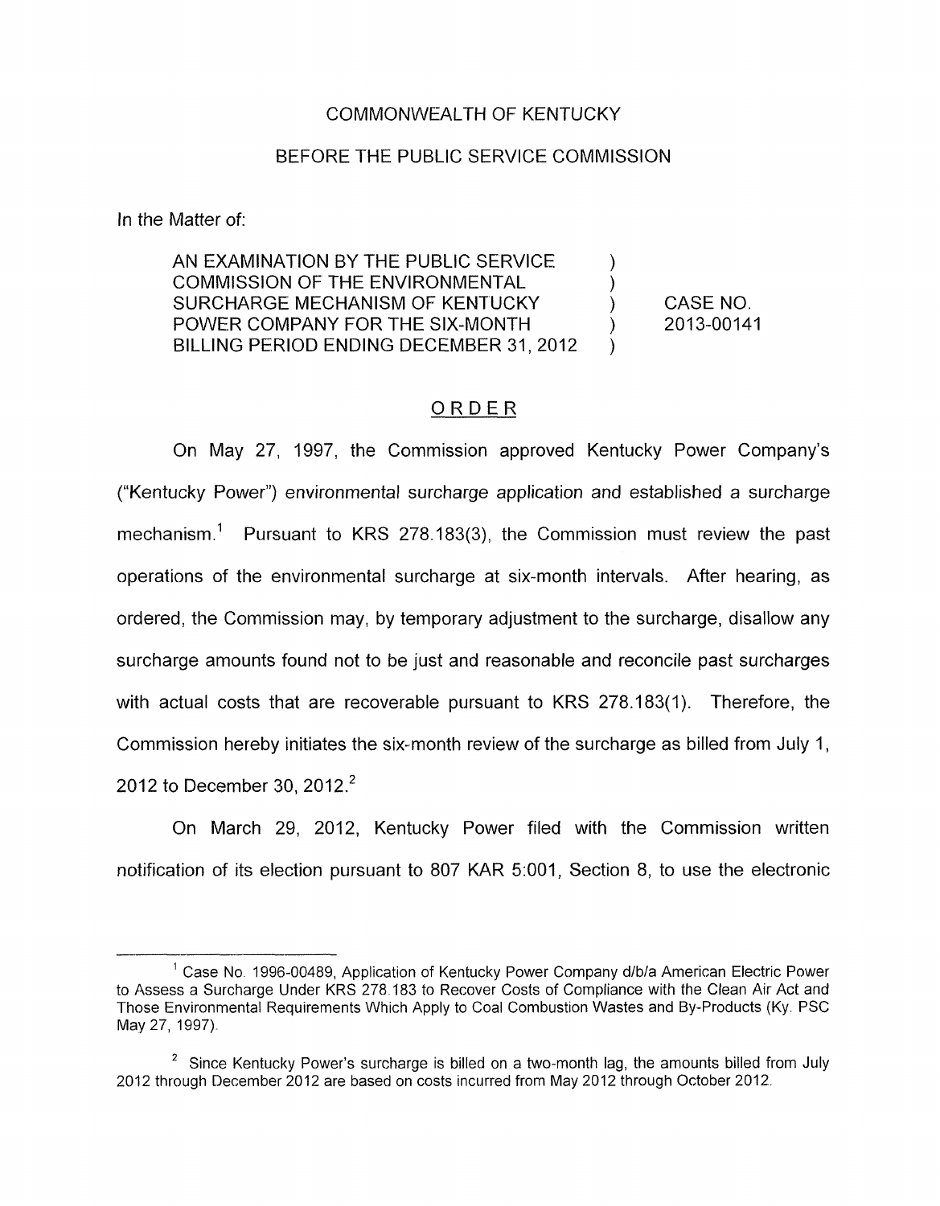COMMONWEALTH OF KENTUCKY

BEFORE THE PUBLIC SERVICE COMMISSION

In the Matter of:

| | | |
|---|---|---|
| AN EXAMINATION BY THE PUBLIC SERVICE COMMISSION OF THE ENVIRONMENTAL SURCHARGE MECHANISM OF KENTUCKY POWER COMPANY FOR THE SIX-MONTH BILLING PERIOD ENDING DECEMBER 31, 2012 | ) | CASE NO. 2013-00141 |

## ORDER

On May 27, 1997, the Commission approved Kentucky Power Company's ("Kentucky Power") environmental surcharge application and established a surcharge mechanism.[1] Pursuant to KRS 278.183(3), the Commission must review the past operations of the environmental surcharge at six-month intervals. After hearing, as ordered, the Commission may, by temporary adjustment to the surcharge, disallow any surcharge amounts found not to be just and reasonable and reconcile past surcharges with actual costs that are recoverable pursuant to KRS 278.183(1). Therefore, the Commission hereby initiates the six-month review of the surcharge as billed from July 1, 2012 to December 30, 2012.[2]

On March 29, 2012, Kentucky Power filed with the Commission written notification of its election pursuant to 807 KAR 5:001, Section 8, to use the electronic

---

[1] Case No. 1996-00489, Application of Kentucky Power Company d/b/a American Electric Power to Assess a Surcharge Under KRS 278.183 to Recover Costs of Compliance with the Clean Air Act and Those Environmental Requirements Which Apply to Coal Combustion Wastes and By-Products (Ky. PSC May 27, 1997).

[2] Since Kentucky Power's surcharge is billed on a two-month lag, the amounts billed from July 2012 through December 2012 are based on costs incurred from May 2012 through October 2012.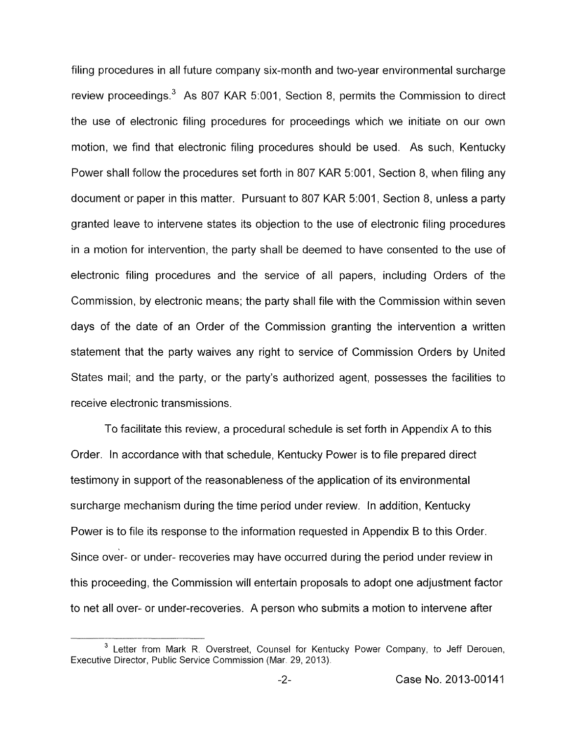filing procedures in all future company six-month and two-year environmental surcharge review proceedings.[3] As 807 KAR 5:001, Section 8, permits the Commission to direct the use of electronic filing procedures for proceedings which we initiate on our own motion, we find that electronic filing procedures should be used. As such, Kentucky Power shall follow the procedures set forth in 807 KAR 5:001, Section 8, when filing any document or paper in this matter. Pursuant to 807 KAR 5:001, Section 8, unless a party granted leave to intervene states its objection to the use of electronic filing procedures in a motion for intervention, the party shall be deemed to have consented to the use of electronic filing procedures and the service of all papers, including Orders of the Commission, by electronic means; the party shall file with the Commission within seven days of the date of an Order of the Commission granting the intervention a written statement that the party waives any right to service of Commission Orders by United States mail; and the party, or the party's authorized agent, possesses the facilities to receive electronic transmissions.

To facilitate this review, a procedural schedule is set forth in Appendix A to this Order. In accordance with that schedule, Kentucky Power is to file prepared direct testimony in support of the reasonableness of the application of its environmental surcharge mechanism during the time period under review. In addition, Kentucky Power is to file its response to the information requested in Appendix B to this Order. Since over- or under- recoveries may have occurred during the period under review in this proceeding, the Commission will entertain proposals to adopt one adjustment factor to net all over- or under-recoveries. A person who submits a motion to intervene after

[3] Letter from Mark R. Overstreet, Counsel for Kentucky Power Company, to Jeff Derouen, Executive Director, Public Service Commission (Mar. 29, 2013).

Case No. 2013-00141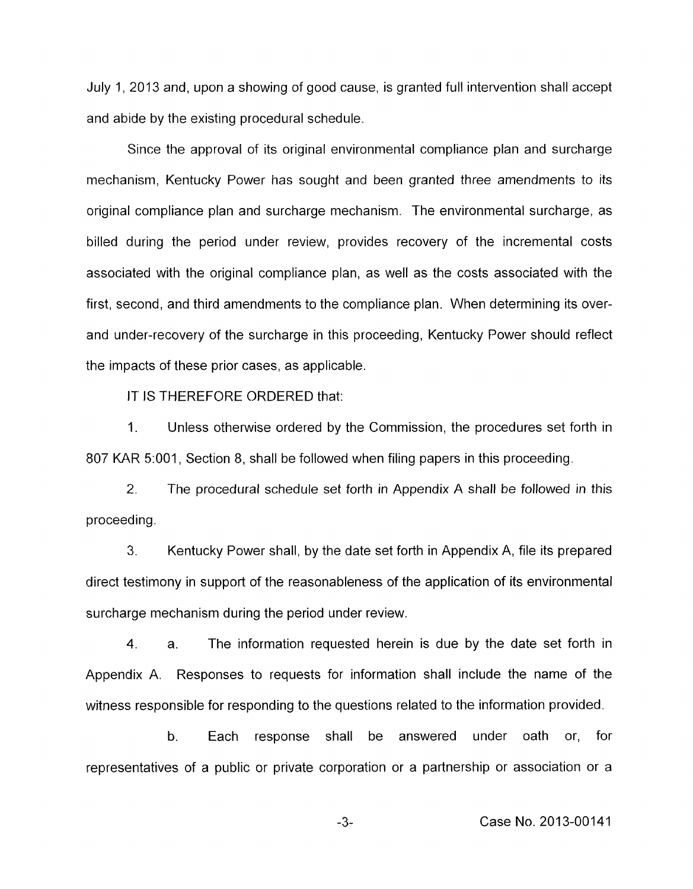July 1, 2013 and, upon a showing of good cause, is granted full intervention shall accept and abide by the existing procedural schedule.

Since the approval of its original environmental compliance plan and surcharge mechanism, Kentucky Power has sought and been granted three amendments to its original compliance plan and surcharge mechanism. The environmental surcharge, as billed during the period under review, provides recovery of the incremental costs associated with the original compliance plan, as well as the costs associated with the first, second, and third amendments to the compliance plan. When determining its over- and under-recovery of the surcharge in this proceeding, Kentucky Power should reflect the impacts of these prior cases, as applicable.

IT IS THEREFORE ORDERED that:

1. Unless otherwise ordered by the Commission, the procedures set forth in 807 KAR 5:001, Section 8, shall be followed when filing papers in this proceeding.

2. The procedural schedule set forth in Appendix A shall be followed in this proceeding.

3. Kentucky Power shall, by the date set forth in Appendix A, file its prepared direct testimony in support of the reasonableness of the application of its environmental surcharge mechanism during the period under review.

4. a. The information requested herein is due by the date set forth in Appendix A. Responses to requests for information shall include the name of the witness responsible for responding to the questions related to the information provided.

b. Each response shall be answered under oath or, for representatives of a public or private corporation or a partnership or association or a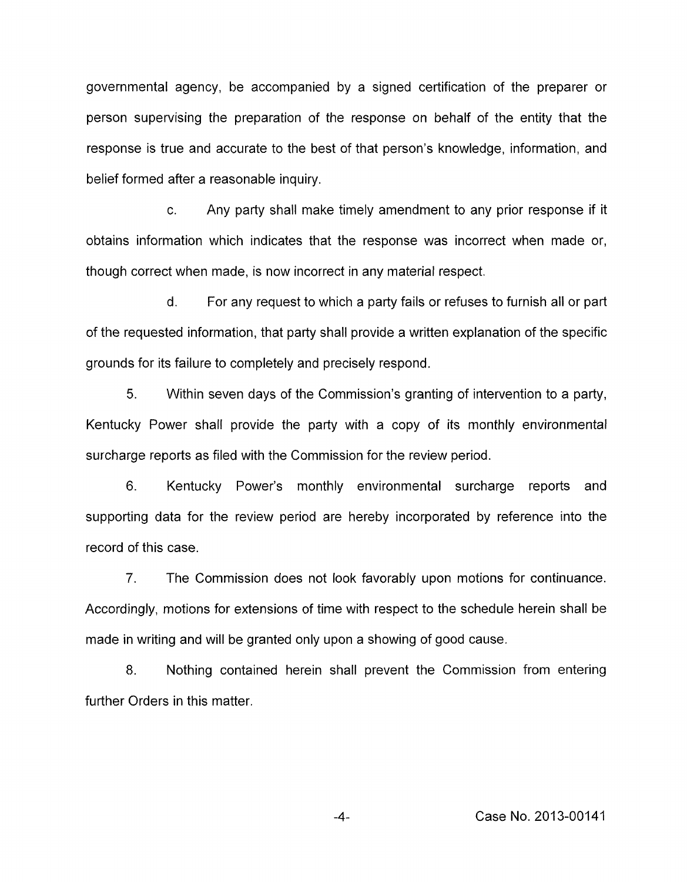governmental agency, be accompanied by a signed certification of the preparer or person supervising the preparation of the response on behalf of the entity that the response is true and accurate to the best of that person's knowledge, information, and belief formed after a reasonable inquiry.

c. Any party shall make timely amendment to any prior response if it obtains information which indicates that the response was incorrect when made or, though correct when made, is now incorrect in any material respect.

d. For any request to which a party fails or refuses to furnish all or part of the requested information, that party shall provide a written explanation of the specific grounds for its failure to completely and precisely respond.

5. Within seven days of the Commission's granting of intervention to a party, Kentucky Power shall provide the party with a copy of its monthly environmental surcharge reports as filed with the Commission for the review period.

6. Kentucky Power's monthly environmental surcharge reports and supporting data for the review period are hereby incorporated by reference into the record of this case.

7. The Commission does not look favorably upon motions for continuance. Accordingly, motions for extensions of time with respect to the schedule herein shall be made in writing and will be granted only upon a showing of good cause.

8. Nothing contained herein shall prevent the Commission from entering further Orders in this matter.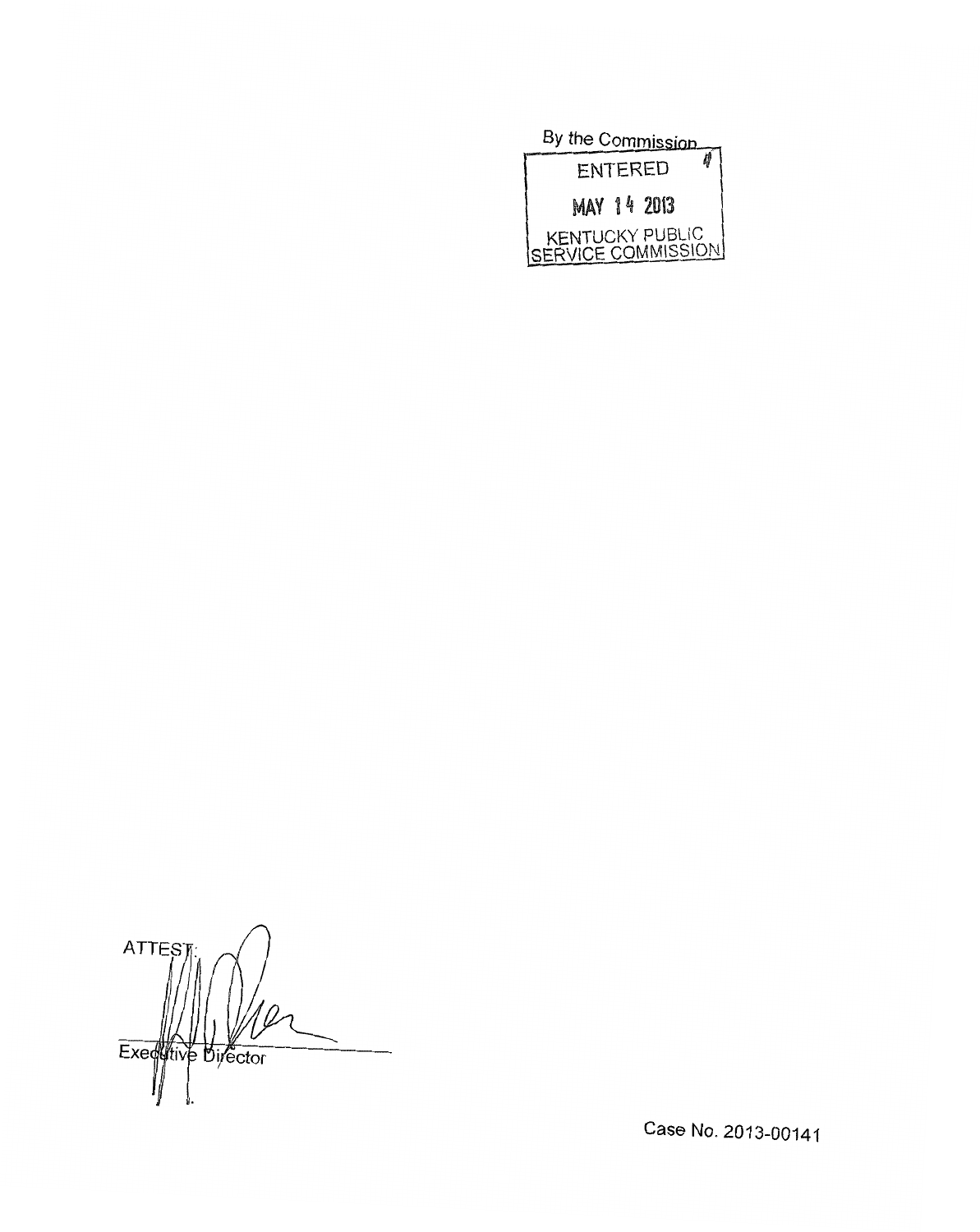By the Commission

ENTERED

MAY 14 2013

KENTUCKY PUBLIC SERVICE COMMISSION

ATTEST:

Executive Director

Case No. 2013-00141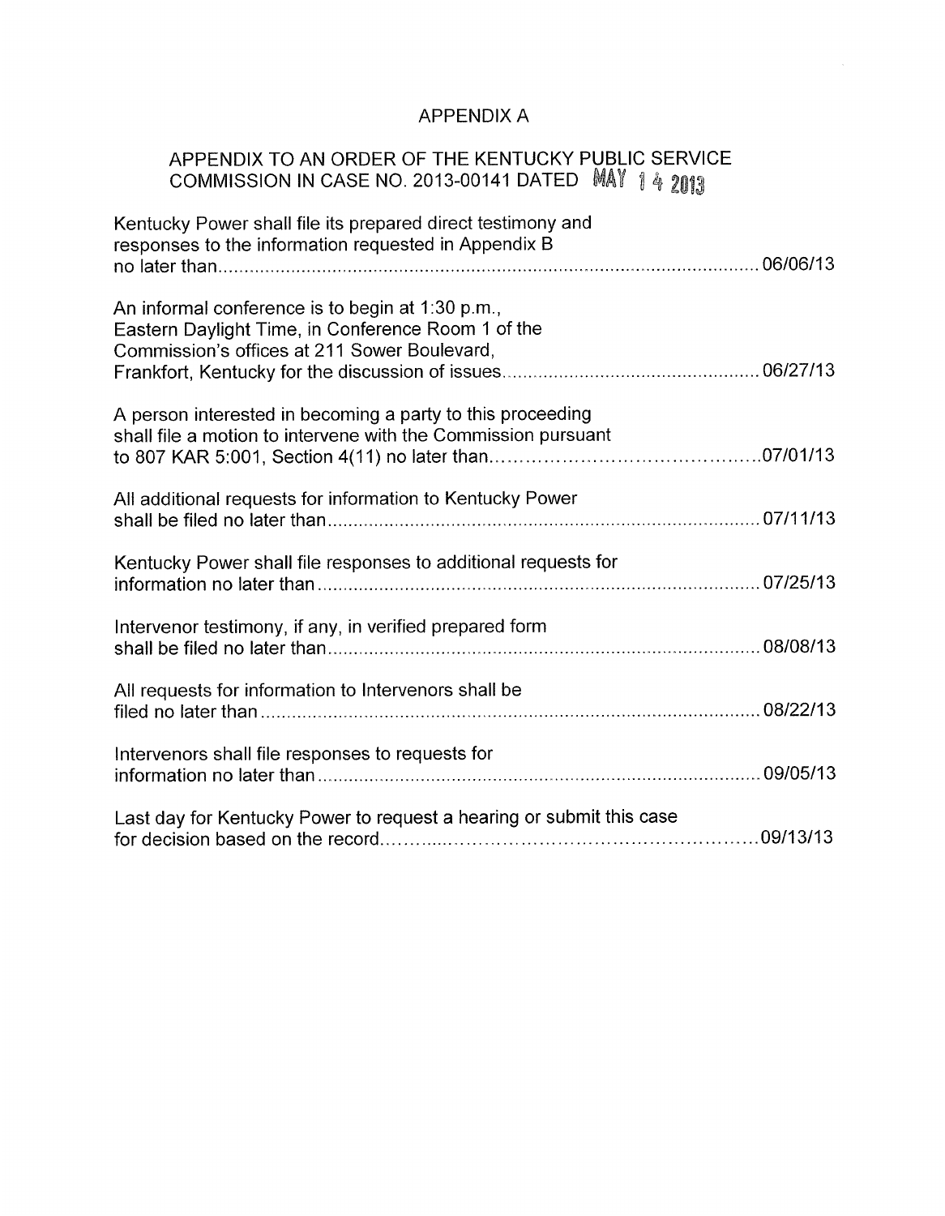# APPENDIX A

## APPENDIX TO AN ORDER OF THE KENTUCKY PUBLIC SERVICE COMMISSION IN CASE NO. 2013-00141 DATED MAY 14 2013

Kentucky Power shall file its prepared direct testimony and responses to the information requested in Appendix B no later than ........................................ 06/06/13

An informal conference is to begin at 1:30 p.m., Eastern Daylight Time, in Conference Room 1 of the Commission's offices at 211 Sower Boulevard, Frankfort, Kentucky for the discussion of issues ........................................ 06/27/13

A person interested in becoming a party to this proceeding shall file a motion to intervene with the Commission pursuant to 807 KAR 5:001, Section 4(11) no later than ........................................ 07/01/13

All additional requests for information to Kentucky Power shall be filed no later than ........................................ 07/11/13

Kentucky Power shall file responses to additional requests for information no later than ........................................ 07/25/13

Intervenor testimony, if any, in verified prepared form shall be filed no later than ........................................ 08/08/13

All requests for information to Intervenors shall be filed no later than ........................................ 08/22/13

Intervenors shall file responses to requests for information no later than ........................................ 09/05/13

Last day for Kentucky Power to request a hearing or submit this case for decision based on the record ........................................ 09/13/13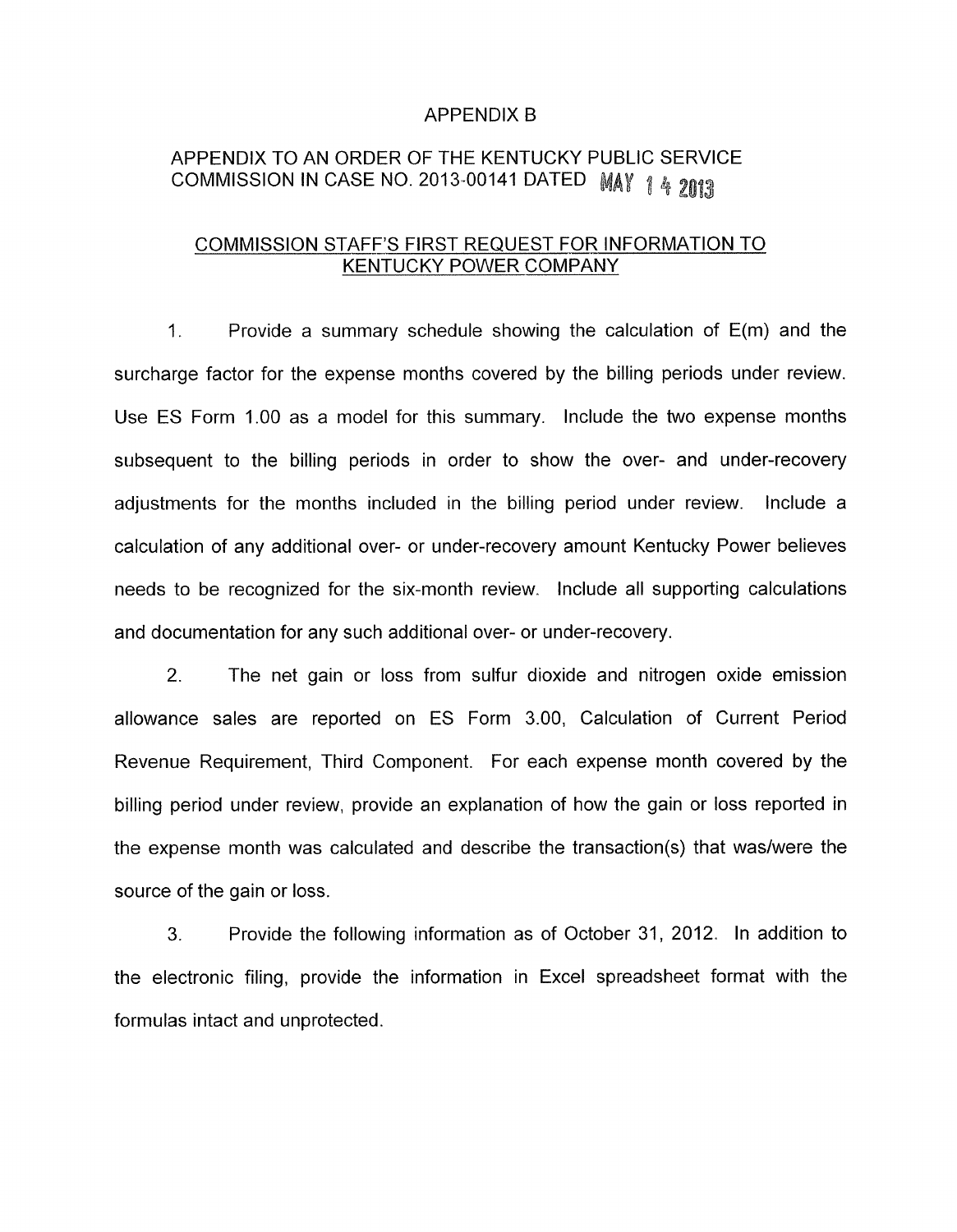APPENDIX B

APPENDIX TO AN ORDER OF THE KENTUCKY PUBLIC SERVICE COMMISSION IN CASE NO. 2013-00141 DATED MAY 14 2013

COMMISSION STAFF'S FIRST REQUEST FOR INFORMATION TO KENTUCKY POWER COMPANY

1. Provide a summary schedule showing the calculation of E(m) and the surcharge factor for the expense months covered by the billing periods under review. Use ES Form 1.00 as a model for this summary. Include the two expense months subsequent to the billing periods in order to show the over- and under-recovery adjustments for the months included in the billing period under review. Include a calculation of any additional over- or under-recovery amount Kentucky Power believes needs to be recognized for the six-month review. Include all supporting calculations and documentation for any such additional over- or under-recovery.

2. The net gain or loss from sulfur dioxide and nitrogen oxide emission allowance sales are reported on ES Form 3.00, Calculation of Current Period Revenue Requirement, Third Component. For each expense month covered by the billing period under review, provide an explanation of how the gain or loss reported in the expense month was calculated and describe the transaction(s) that was/were the source of the gain or loss.

3. Provide the following information as of October 31, 2012. In addition to the electronic filing, provide the information in Excel spreadsheet format with the formulas intact and unprotected.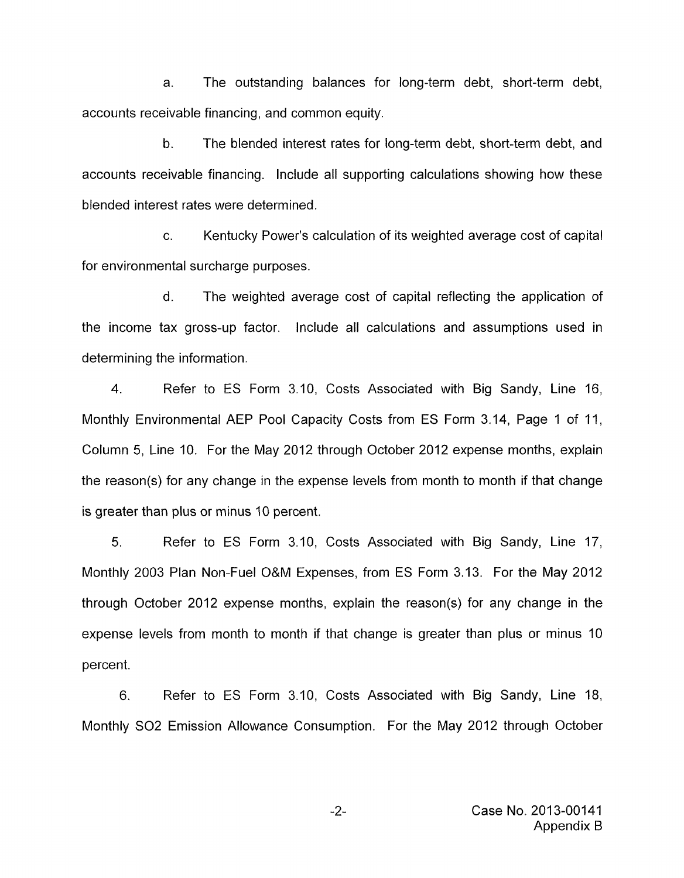a. The outstanding balances for long-term debt, short-term debt, accounts receivable financing, and common equity.

b. The blended interest rates for long-term debt, short-term debt, and accounts receivable financing. Include all supporting calculations showing how these blended interest rates were determined.

c. Kentucky Power's calculation of its weighted average cost of capital for environmental surcharge purposes.

d. The weighted average cost of capital reflecting the application of the income tax gross-up factor. Include all calculations and assumptions used in determining the information.

4. Refer to ES Form 3.10, Costs Associated with Big Sandy, Line 16, Monthly Environmental AEP Pool Capacity Costs from ES Form 3.14, Page 1 of 11, Column 5, Line 10. For the May 2012 through October 2012 expense months, explain the reason(s) for any change in the expense levels from month to month if that change is greater than plus or minus 10 percent.

5. Refer to ES Form 3.10, Costs Associated with Big Sandy, Line 17, Monthly 2003 Plan Non-Fuel O&M Expenses, from ES Form 3.13. For the May 2012 through October 2012 expense months, explain the reason(s) for any change in the expense levels from month to month if that change is greater than plus or minus 10 percent.

6. Refer to ES Form 3.10, Costs Associated with Big Sandy, Line 18, Monthly SO2 Emission Allowance Consumption. For the May 2012 through October

Case No. 2013-00141
Appendix B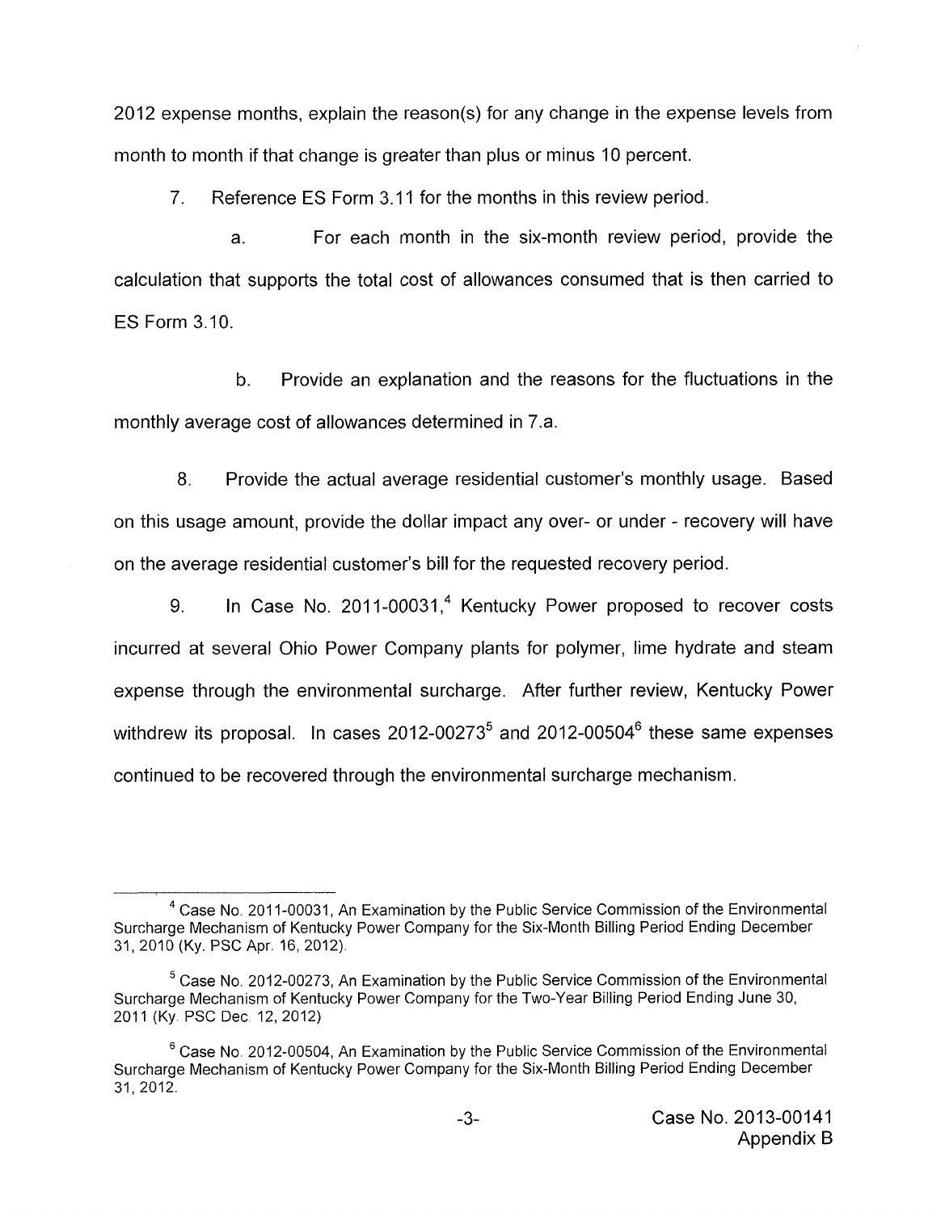2012 expense months, explain the reason(s) for any change in the expense levels from month to month if that change is greater than plus or minus 10 percent.

7. Reference ES Form 3.11 for the months in this review period.

a. For each month in the six-month review period, provide the calculation that supports the total cost of allowances consumed that is then carried to ES Form 3.10.

b. Provide an explanation and the reasons for the fluctuations in the monthly average cost of allowances determined in 7.a.

8. Provide the actual average residential customer's monthly usage. Based on this usage amount, provide the dollar impact any over- or under - recovery will have on the average residential customer's bill for the requested recovery period.

9. In Case No. 2011-00031,[4] Kentucky Power proposed to recover costs incurred at several Ohio Power Company plants for polymer, lime hydrate and steam expense through the environmental surcharge. After further review, Kentucky Power withdrew its proposal. In cases 2012-00273[5] and 2012-00504[6] these same expenses continued to be recovered through the environmental surcharge mechanism.

---

[4] Case No. 2011-00031, An Examination by the Public Service Commission of the Environmental Surcharge Mechanism of Kentucky Power Company for the Six-Month Billing Period Ending December 31, 2010 (Ky. PSC Apr. 16, 2012).

[5] Case No. 2012-00273, An Examination by the Public Service Commission of the Environmental Surcharge Mechanism of Kentucky Power Company for the Two-Year Billing Period Ending June 30, 2011 (Ky. PSC Dec. 12, 2012)

[6] Case No. 2012-00504, An Examination by the Public Service Commission of the Environmental Surcharge Mechanism of Kentucky Power Company for the Six-Month Billing Period Ending December 31, 2012.

Case No. 2013-00141
Appendix B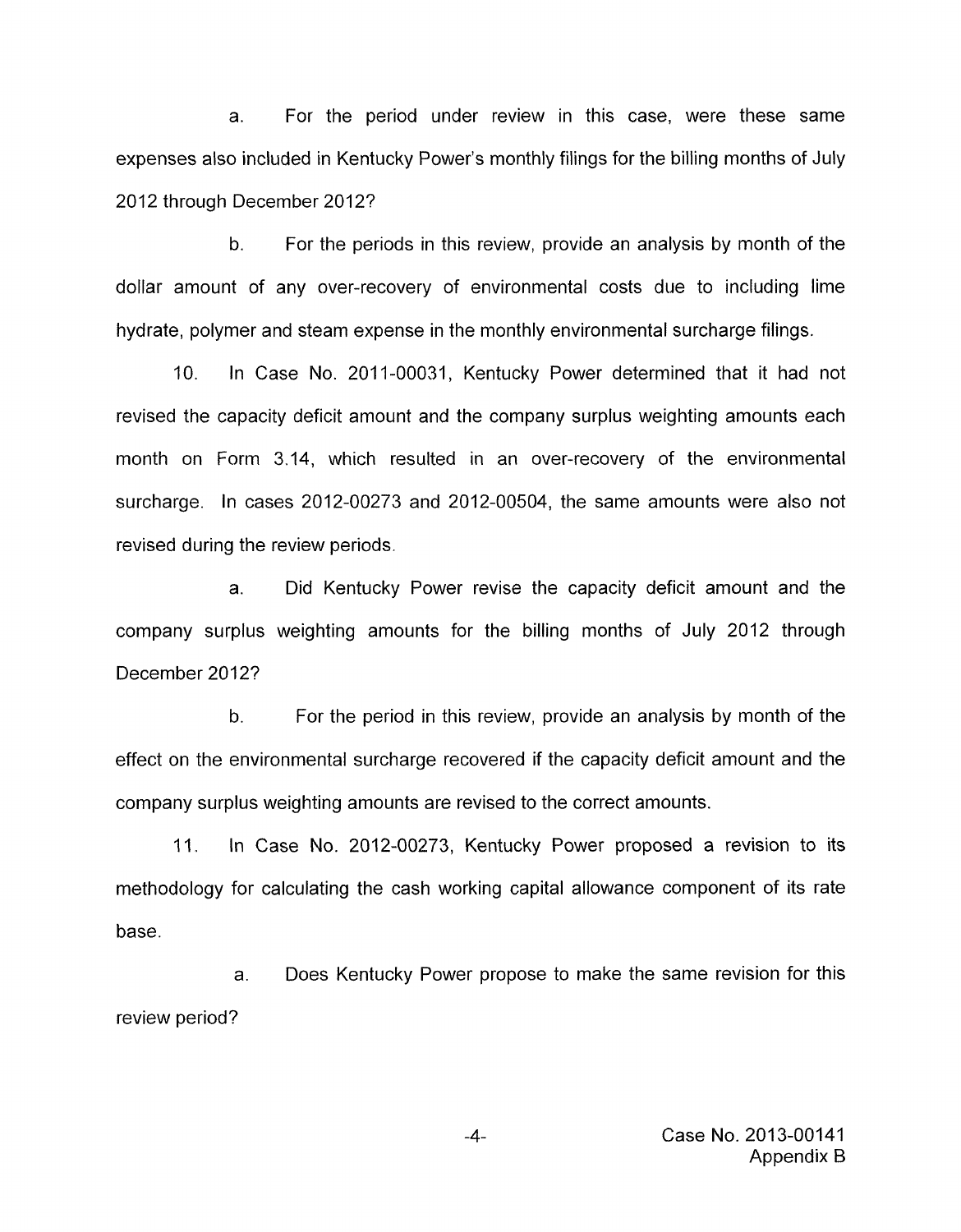a. For the period under review in this case, were these same expenses also included in Kentucky Power's monthly filings for the billing months of July 2012 through December 2012?

b. For the periods in this review, provide an analysis by month of the dollar amount of any over-recovery of environmental costs due to including lime hydrate, polymer and steam expense in the monthly environmental surcharge filings.

10. In Case No. 2011-00031, Kentucky Power determined that it had not revised the capacity deficit amount and the company surplus weighting amounts each month on Form 3.14, which resulted in an over-recovery of the environmental surcharge. In cases 2012-00273 and 2012-00504, the same amounts were also not revised during the review periods.

a. Did Kentucky Power revise the capacity deficit amount and the company surplus weighting amounts for the billing months of July 2012 through December 2012?

b. For the period in this review, provide an analysis by month of the effect on the environmental surcharge recovered if the capacity deficit amount and the company surplus weighting amounts are revised to the correct amounts.

11. In Case No. 2012-00273, Kentucky Power proposed a revision to its methodology for calculating the cash working capital allowance component of its rate base.

a. Does Kentucky Power propose to make the same revision for this review period?

Case No. 2013-00141
Appendix B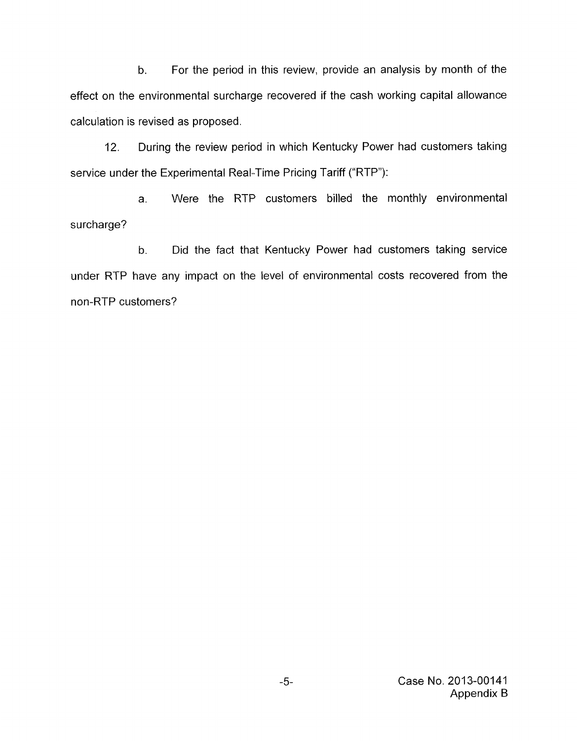b. For the period in this review, provide an analysis by month of the effect on the environmental surcharge recovered if the cash working capital allowance calculation is revised as proposed.

12. During the review period in which Kentucky Power had customers taking service under the Experimental Real-Time Pricing Tariff ("RTP"):

a. Were the RTP customers billed the monthly environmental surcharge?

b. Did the fact that Kentucky Power had customers taking service under RTP have any impact on the level of environmental costs recovered from the non-RTP customers?

Case No. 2013-00141
Appendix B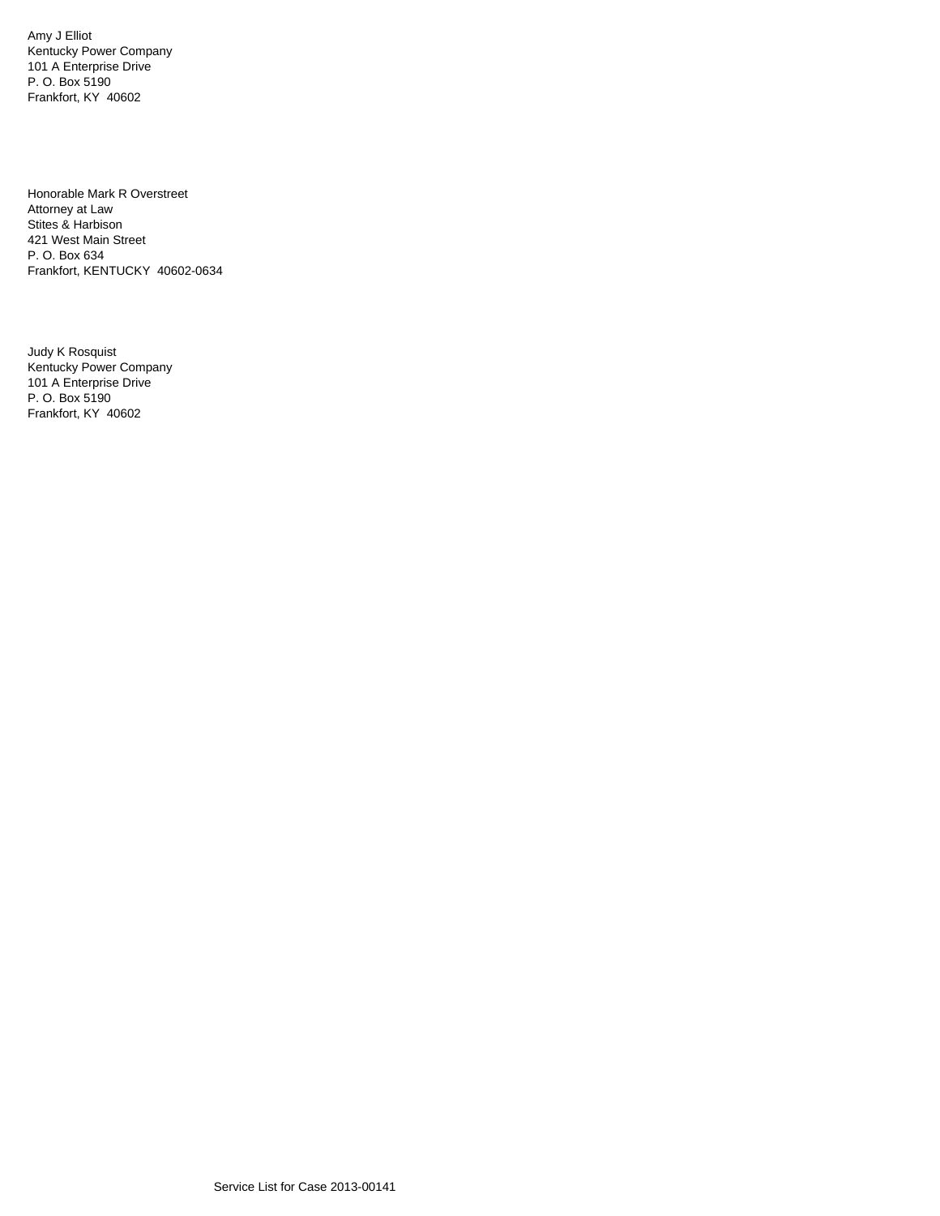Amy J Elliot
Kentucky Power Company
101 A Enterprise Drive
P. O. Box 5190
Frankfort, KY 40602

Honorable Mark R Overstreet
Attorney at Law
Stites & Harbison
421 West Main Street
P. O. Box 634
Frankfort, KENTUCKY 40602-0634

Judy K Rosquist
Kentucky Power Company
101 A Enterprise Drive
P. O. Box 5190
Frankfort, KY 40602

Service List for Case 2013-00141